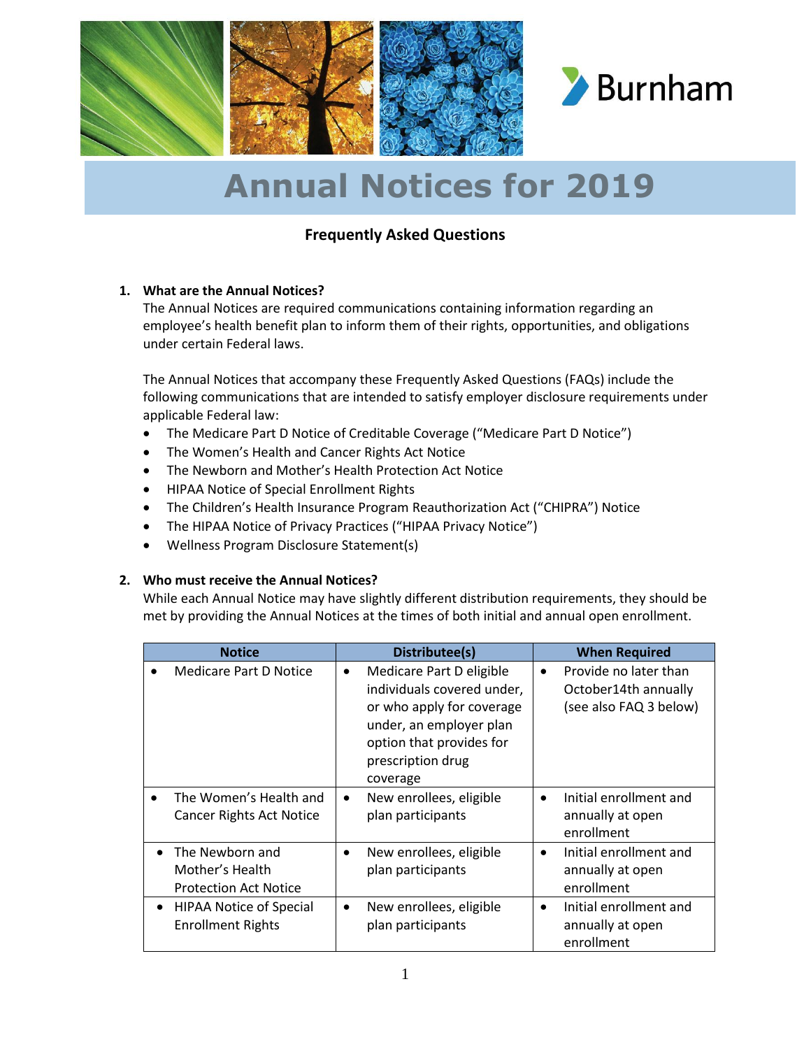Burnham

# Annual Notices for 2019

## Frequently Asked Questions

**1. What are the Annual Notices?**

The Annual Notices are required communications containing information regarding an employee's health benefit plan to inform them of their rights, opportunities, and obligations under certain Federal laws.

The Annual Notices that accompany these Frequently Asked Questions (FAQs) include the following communications that are intended to satisfy employer disclosure requirements under applicable Federal law:

- The Medicare Part D Notice of Creditable Coverage ("Medicare Part D Notice")
- The Women's Health and Cancer Rights Act Notice
- The Newborn and Mother's Health Protection Act Notice
- HIPAA Notice of Special Enrollment Rights
- The Children's Health Insurance Program Reauthorization Act ("CHIPRA") Notice
- The HIPAA Notice of Privacy Practices ("HIPAA Privacy Notice")
- Wellness Program Disclosure Statement(s)

**2. Who must receive the Annual Notices?**

While each Annual Notice may have slightly different distribution requirements, they should be met by providing the Annual Notices at the times of both initial and annual open enrollment.

| Notice | Distributee(s) | When Required |
| --- | --- | --- |
| • Medicare Part D Notice | • Medicare Part D eligible individuals covered under, or who apply for coverage under, an employer plan option that provides for prescription drug coverage | • Provide no later than October14th annually (see also FAQ 3 below) |
| • The Women's Health and Cancer Rights Act Notice | • New enrollees, eligible plan participants | • Initial enrollment and annually at open enrollment |
| • The Newborn and Mother's Health Protection Act Notice | • New enrollees, eligible plan participants | • Initial enrollment and annually at open enrollment |
| • HIPAA Notice of Special Enrollment Rights | • New enrollees, eligible plan participants | • Initial enrollment and annually at open enrollment |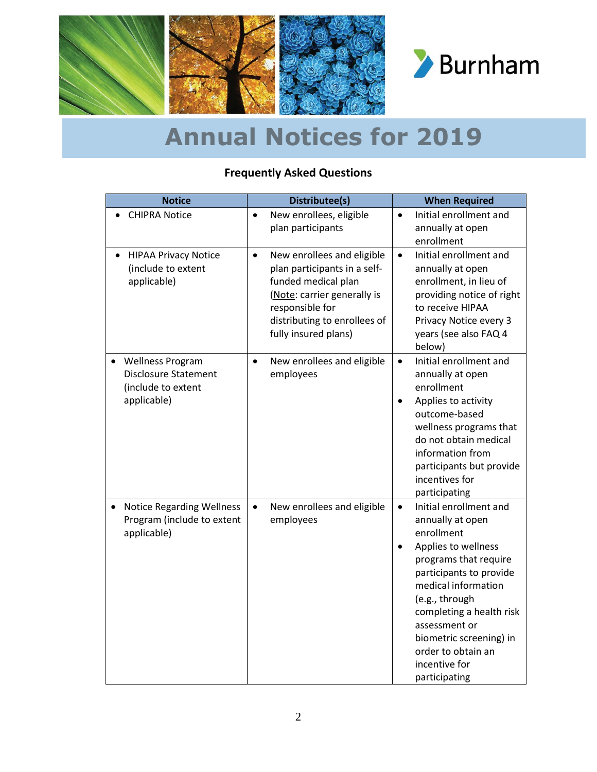# Annual Notices for 2019

### Frequently Asked Questions

| Notice | Distributee(s) | When Required |
|---|---|---|
| • CHIPRA Notice | • New enrollees, eligible plan participants | • Initial enrollment and annually at open enrollment |
| • HIPAA Privacy Notice (include to extent applicable) | • New enrollees and eligible plan participants in a self-funded medical plan (Note: carrier generally is responsible for distributing to enrollees of fully insured plans) | • Initial enrollment and annually at open enrollment, in lieu of providing notice of right to receive HIPAA Privacy Notice every 3 years (see also FAQ 4 below) |
| • Wellness Program Disclosure Statement (include to extent applicable) | • New enrollees and eligible employees | • Initial enrollment and annually at open enrollment<br>• Applies to activity outcome-based wellness programs that do not obtain medical information from participants but provide incentives for participating |
| • Notice Regarding Wellness Program (include to extent applicable) | • New enrollees and eligible employees | • Initial enrollment and annually at open enrollment<br>• Applies to wellness programs that require participants to provide medical information (e.g., through completing a health risk assessment or biometric screening) in order to obtain an incentive for participating |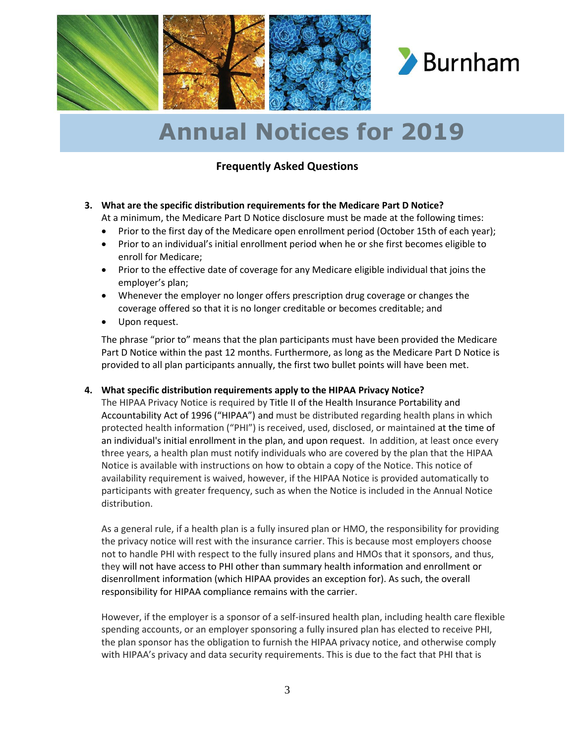# Annual Notices for 2019

**Frequently Asked Questions**

3. **What are the specific distribution requirements for the Medicare Part D Notice?**

   At a minimum, the Medicare Part D Notice disclosure must be made at the following times:

   - Prior to the first day of the Medicare open enrollment period (October 15th of each year);
   - Prior to an individual's initial enrollment period when he or she first becomes eligible to enroll for Medicare;
   - Prior to the effective date of coverage for any Medicare eligible individual that joins the employer's plan;
   - Whenever the employer no longer offers prescription drug coverage or changes the coverage offered so that it is no longer creditable or becomes creditable; and
   - Upon request.

   The phrase "prior to" means that the plan participants must have been provided the Medicare Part D Notice within the past 12 months. Furthermore, as long as the Medicare Part D Notice is provided to all plan participants annually, the first two bullet points will have been met.

4. **What specific distribution requirements apply to the HIPAA Privacy Notice?**

   The HIPAA Privacy Notice is required by Title II of the Health Insurance Portability and Accountability Act of 1996 ("HIPAA") and must be distributed regarding health plans in which protected health information ("PHI") is received, used, disclosed, or maintained at the time of an individual's initial enrollment in the plan, and upon request. In addition, at least once every three years, a health plan must notify individuals who are covered by the plan that the HIPAA Notice is available with instructions on how to obtain a copy of the Notice. This notice of availability requirement is waived, however, if the HIPAA Notice is provided automatically to participants with greater frequency, such as when the Notice is included in the Annual Notice distribution.

   As a general rule, if a health plan is a fully insured plan or HMO, the responsibility for providing the privacy notice will rest with the insurance carrier. This is because most employers choose not to handle PHI with respect to the fully insured plans and HMOs that it sponsors, and thus, they will not have access to PHI other than summary health information and enrollment or disenrollment information (which HIPAA provides an exception for). As such, the overall responsibility for HIPAA compliance remains with the carrier.

   However, if the employer is a sponsor of a self-insured health plan, including health care flexible spending accounts, or an employer sponsoring a fully insured plan has elected to receive PHI, the plan sponsor has the obligation to furnish the HIPAA privacy notice, and otherwise comply with HIPAA's privacy and data security requirements. This is due to the fact that PHI that is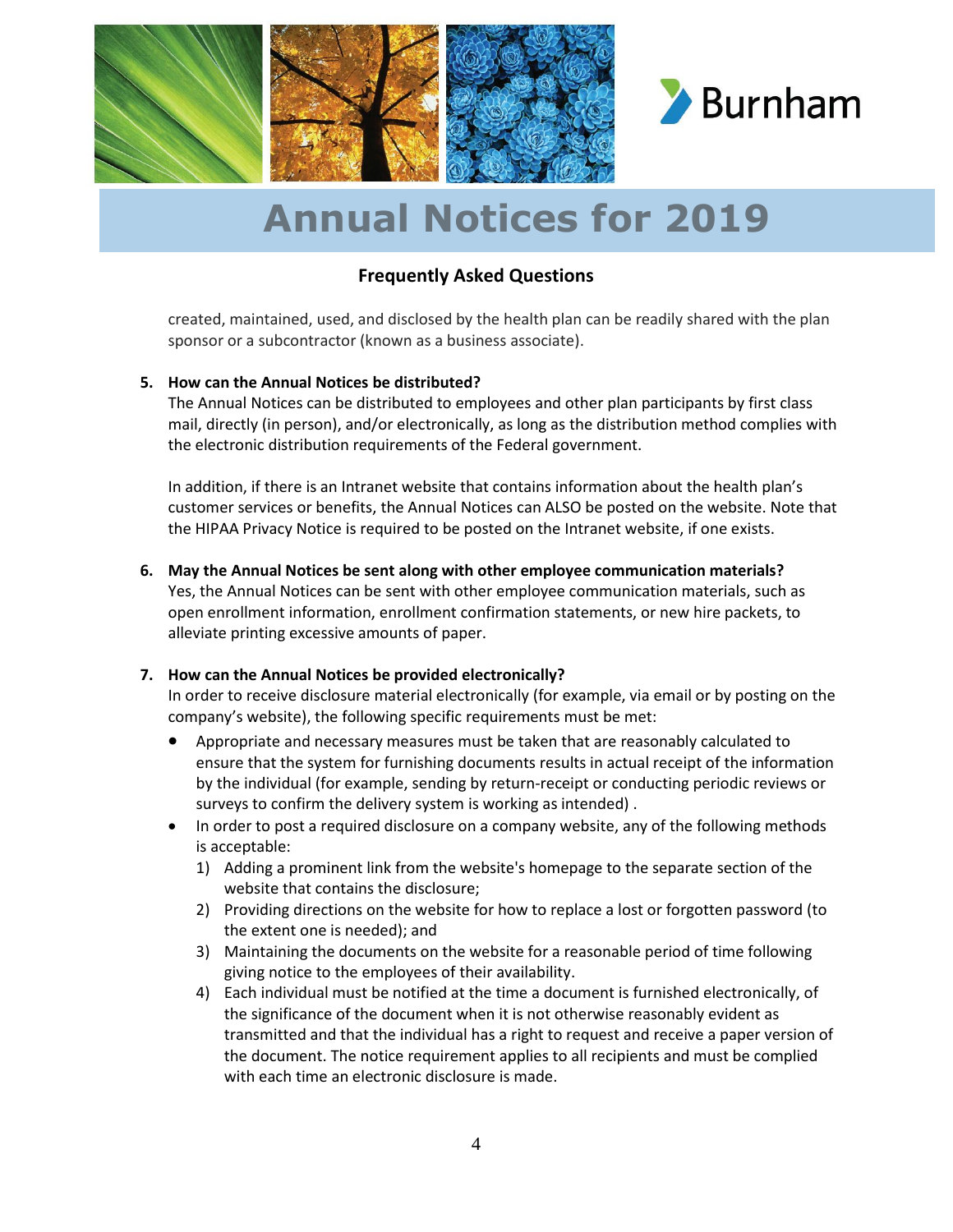created, maintained, used, and disclosed by the health plan can be readily shared with the plan sponsor or a subcontractor (known as a business associate).

5. **How can the Annual Notices be distributed?**
   The Annual Notices can be distributed to employees and other plan participants by first class mail, directly (in person), and/or electronically, as long as the distribution method complies with the electronic distribution requirements of the Federal government.

   In addition, if there is an Intranet website that contains information about the health plan's customer services or benefits, the Annual Notices can ALSO be posted on the website. Note that the HIPAA Privacy Notice is required to be posted on the Intranet website, if one exists.

6. **May the Annual Notices be sent along with other employee communication materials?**
   Yes, the Annual Notices can be sent with other employee communication materials, such as open enrollment information, enrollment confirmation statements, or new hire packets, to alleviate printing excessive amounts of paper.

7. **How can the Annual Notices be provided electronically?**
   In order to receive disclosure material electronically (for example, via email or by posting on the company's website), the following specific requirements must be met:
   - Appropriate and necessary measures must be taken that are reasonably calculated to ensure that the system for furnishing documents results in actual receipt of the information by the individual (for example, sending by return-receipt or conducting periodic reviews or surveys to confirm the delivery system is working as intended) .
   - In order to post a required disclosure on a company website, any of the following methods is acceptable:
     1) Adding a prominent link from the website's homepage to the separate section of the website that contains the disclosure;
     2) Providing directions on the website for how to replace a lost or forgotten password (to the extent one is needed); and
     3) Maintaining the documents on the website for a reasonable period of time following giving notice to the employees of their availability.
     4) Each individual must be notified at the time a document is furnished electronically, of the significance of the document when it is not otherwise reasonably evident as transmitted and that the individual has a right to request and receive a paper version of the document. The notice requirement applies to all recipients and must be complied with each time an electronic disclosure is made.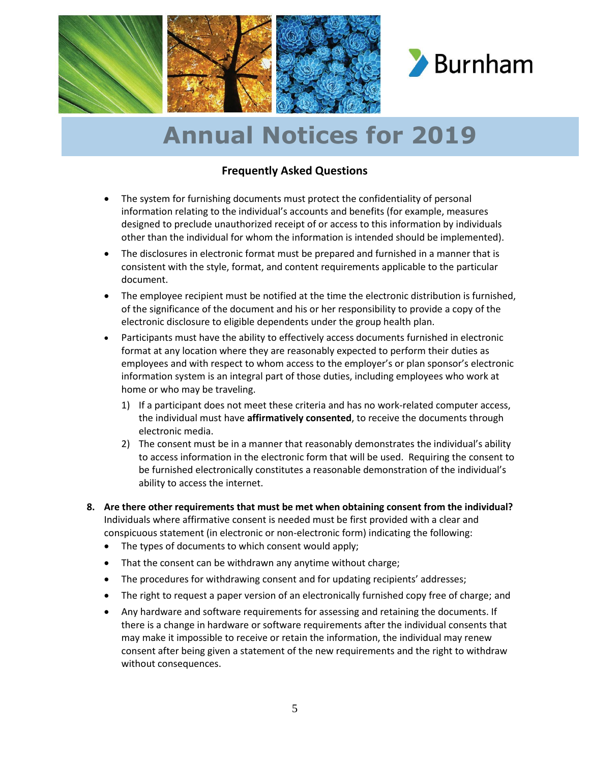# Annual Notices for 2019

**Frequently Asked Questions**

- The system for furnishing documents must protect the confidentiality of personal information relating to the individual's accounts and benefits (for example, measures designed to preclude unauthorized receipt of or access to this information by individuals other than the individual for whom the information is intended should be implemented).
- The disclosures in electronic format must be prepared and furnished in a manner that is consistent with the style, format, and content requirements applicable to the particular document.
- The employee recipient must be notified at the time the electronic distribution is furnished, of the significance of the document and his or her responsibility to provide a copy of the electronic disclosure to eligible dependents under the group health plan.
- Participants must have the ability to effectively access documents furnished in electronic format at any location where they are reasonably expected to perform their duties as employees and with respect to whom access to the employer's or plan sponsor's electronic information system is an integral part of those duties, including employees who work at home or who may be traveling.
    1) If a participant does not meet these criteria and has no work-related computer access, the individual must have **affirmatively consented**, to receive the documents through electronic media.
    2) The consent must be in a manner that reasonably demonstrates the individual's ability to access information in the electronic form that will be used. Requiring the consent to be furnished electronically constitutes a reasonable demonstration of the individual's ability to access the internet.

8. **Are there other requirements that must be met when obtaining consent from the individual?** Individuals where affirmative consent is needed must be first provided with a clear and conspicuous statement (in electronic or non-electronic form) indicating the following:
    - The types of documents to which consent would apply;
    - That the consent can be withdrawn any anytime without charge;
    - The procedures for withdrawing consent and for updating recipients' addresses;
    - The right to request a paper version of an electronically furnished copy free of charge; and
    - Any hardware and software requirements for assessing and retaining the documents. If there is a change in hardware or software requirements after the individual consents that may make it impossible to receive or retain the information, the individual may renew consent after being given a statement of the new requirements and the right to withdraw without consequences.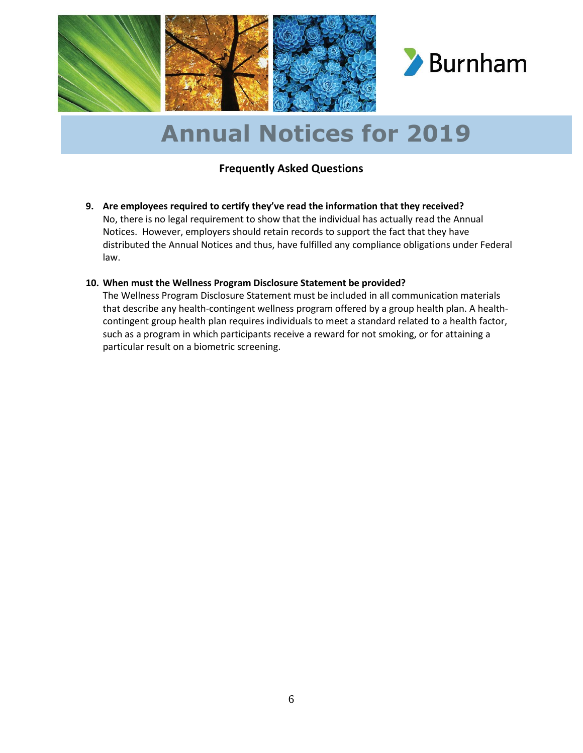# Annual Notices for 2019

## Frequently Asked Questions

9. **Are employees required to certify they've read the information that they received?**
   No, there is no legal requirement to show that the individual has actually read the Annual Notices. However, employers should retain records to support the fact that they have distributed the Annual Notices and thus, have fulfilled any compliance obligations under Federal law.

10. **When must the Wellness Program Disclosure Statement be provided?**
    The Wellness Program Disclosure Statement must be included in all communication materials that describe any health-contingent wellness program offered by a group health plan. A health-contingent group health plan requires individuals to meet a standard related to a health factor, such as a program in which participants receive a reward for not smoking, or for attaining a particular result on a biometric screening.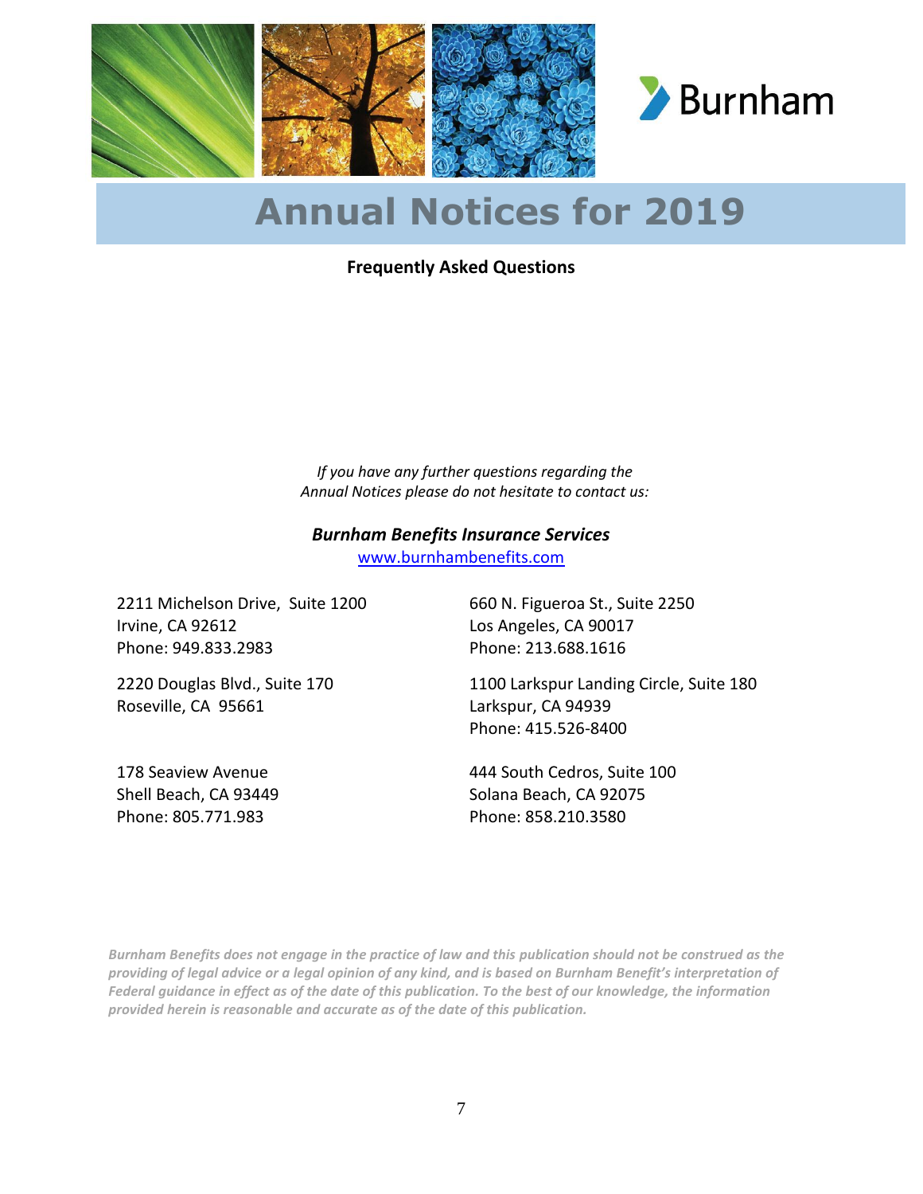# Annual Notices for 2019

**Frequently Asked Questions**

*If you have any further questions regarding the Annual Notices please do not hesitate to contact us:*

***Burnham Benefits Insurance Services***

[www.burnhambenefits.com](www.burnhambenefits.com)

2211 Michelson Drive, Suite 1200
Irvine, CA 92612
Phone: 949.833.2983

660 N. Figueroa St., Suite 2250
Los Angeles, CA 90017
Phone: 213.688.1616

2220 Douglas Blvd., Suite 170
Roseville, CA 95661

1100 Larkspur Landing Circle, Suite 180
Larkspur, CA 94939
Phone: 415.526-8400

178 Seaview Avenue
Shell Beach, CA 93449
Phone: 805.771.983

444 South Cedros, Suite 100
Solana Beach, CA 92075
Phone: 858.210.3580

***Burnham Benefits does not engage in the practice of law and this publication should not be construed as the providing of legal advice or a legal opinion of any kind, and is based on Burnham Benefit's interpretation of Federal guidance in effect as of the date of this publication. To the best of our knowledge, the information provided herein is reasonable and accurate as of the date of this publication.***